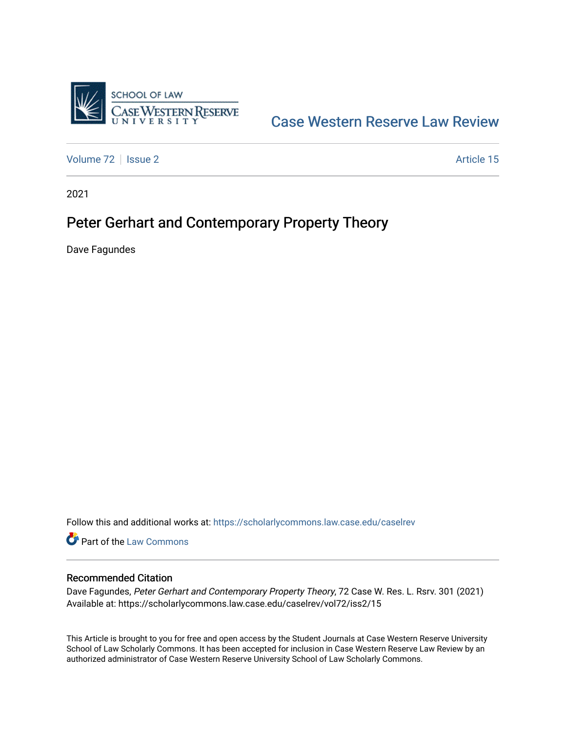SCHOOL OF LAW
CASE WESTERN RESERVE UNIVERSITY

Case Western Reserve Law Review

Volume 72 | Issue 2 | Article 15

2021

# Peter Gerhart and Contemporary Property Theory

Dave Fagundes

Follow this and additional works at: https://scholarlycommons.law.case.edu/caselrev

Part of the Law Commons

## Recommended Citation

Dave Fagundes, *Peter Gerhart and Contemporary Property Theory*, 72 Case W. Res. L. Rsrv. 301 (2021)
Available at: https://scholarlycommons.law.case.edu/caselrev/vol72/iss2/15

This Article is brought to you for free and open access by the Student Journals at Case Western Reserve University School of Law Scholarly Commons. It has been accepted for inclusion in Case Western Reserve Law Review by an authorized administrator of Case Western Reserve University School of Law Scholarly Commons.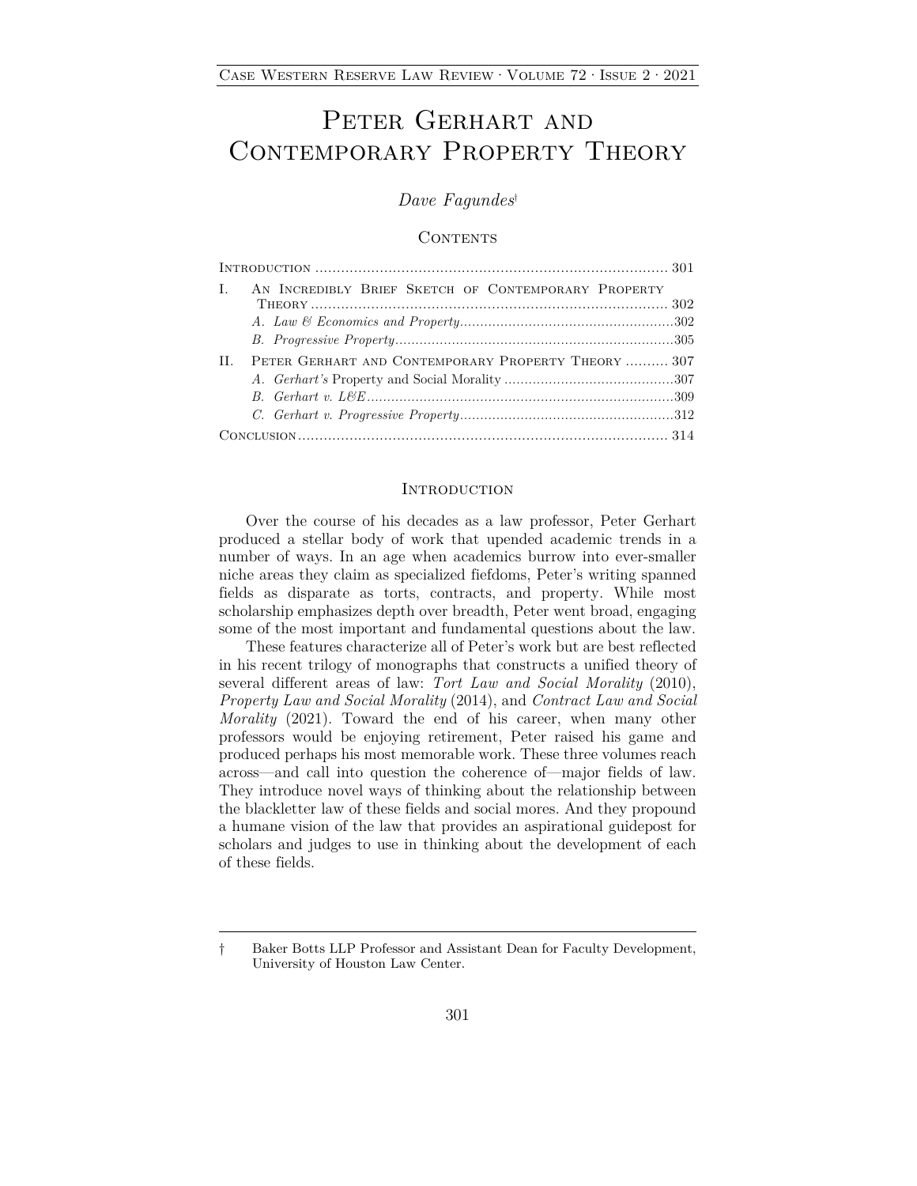# Peter Gerhart and Contemporary Property Theory

*Dave Fagundes*†

## Contents

Introduction .................................................................................. 301

I. An Incredibly Brief Sketch of Contemporary Property Theory .................................................................................. 302

   A. *Law & Economics and Property* .................................................. 302

   B. *Progressive Property* .................................................................. 305

II. Peter Gerhart and Contemporary Property Theory .......... 307

   A. *Gerhart's* Property and Social Morality ........................................ 307

   B. *Gerhart v. L&E* .......................................................................... 309

   C. *Gerhart v. Progressive Property* .................................................. 312

Conclusion ...................................................................................... 314

## Introduction

Over the course of his decades as a law professor, Peter Gerhart produced a stellar body of work that upended academic trends in a number of ways. In an age when academics burrow into ever-smaller niche areas they claim as specialized fiefdoms, Peter's writing spanned fields as disparate as torts, contracts, and property. While most scholarship emphasizes depth over breadth, Peter went broad, engaging some of the most important and fundamental questions about the law.

These features characterize all of Peter's work but are best reflected in his recent trilogy of monographs that constructs a unified theory of several different areas of law: *Tort Law and Social Morality* (2010), *Property Law and Social Morality* (2014), and *Contract Law and Social Morality* (2021). Toward the end of his career, when many other professors would be enjoying retirement, Peter raised his game and produced perhaps his most memorable work. These three volumes reach across—and call into question the coherence of—major fields of law. They introduce novel ways of thinking about the relationship between the blackletter law of these fields and social mores. And they propound a humane vision of the law that provides an aspirational guidepost for scholars and judges to use in thinking about the development of each of these fields.

† Baker Botts LLP Professor and Assistant Dean for Faculty Development, University of Houston Law Center.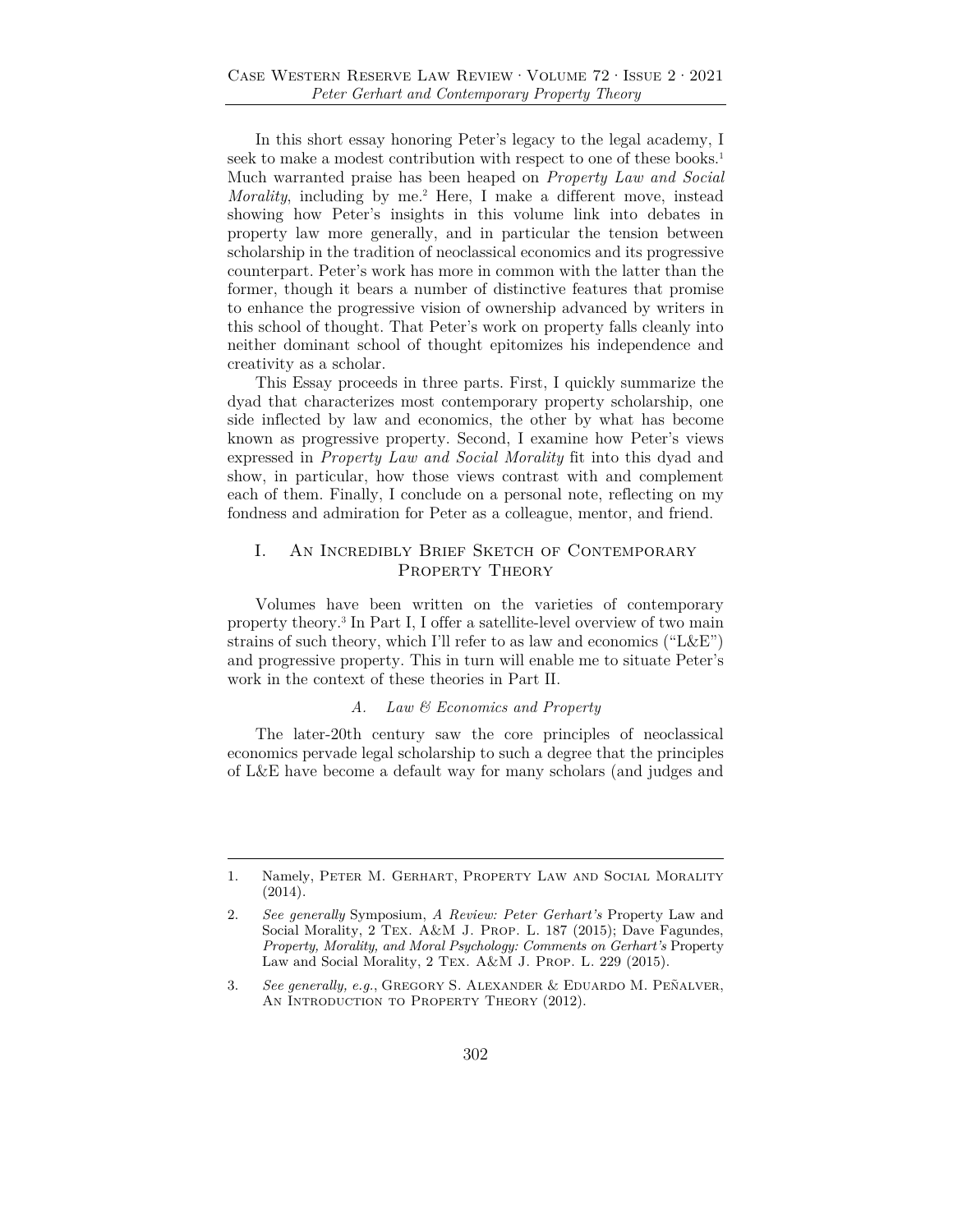In this short essay honoring Peter's legacy to the legal academy, I seek to make a modest contribution with respect to one of these books.[1] Much warranted praise has been heaped on *Property Law and Social Morality*, including by me.[2] Here, I make a different move, instead showing how Peter's insights in this volume link into debates in property law more generally, and in particular the tension between scholarship in the tradition of neoclassical economics and its progressive counterpart. Peter's work has more in common with the latter than the former, though it bears a number of distinctive features that promise to enhance the progressive vision of ownership advanced by writers in this school of thought. That Peter's work on property falls cleanly into neither dominant school of thought epitomizes his independence and creativity as a scholar.

This Essay proceeds in three parts. First, I quickly summarize the dyad that characterizes most contemporary property scholarship, one side inflected by law and economics, the other by what has become known as progressive property. Second, I examine how Peter's views expressed in *Property Law and Social Morality* fit into this dyad and show, in particular, how those views contrast with and complement each of them. Finally, I conclude on a personal note, reflecting on my fondness and admiration for Peter as a colleague, mentor, and friend.

## I. An Incredibly Brief Sketch of Contemporary Property Theory

Volumes have been written on the varieties of contemporary property theory.[3] In Part I, I offer a satellite-level overview of two main strains of such theory, which I'll refer to as law and economics ("L&E") and progressive property. This in turn will enable me to situate Peter's work in the context of these theories in Part II.

### *A. Law & Economics and Property*

The later-20th century saw the core principles of neoclassical economics pervade legal scholarship to such a degree that the principles of L&E have become a default way for many scholars (and judges and

---

1. Namely, Peter M. Gerhart, Property Law and Social Morality (2014).

2. *See generally* Symposium, *A Review: Peter Gerhart's* Property Law and Social Morality, 2 Tex. A&M J. Prop. L. 187 (2015); Dave Fagundes, *Property, Morality, and Moral Psychology: Comments on Gerhart's* Property Law and Social Morality, 2 Tex. A&M J. Prop. L. 229 (2015).

3. *See generally, e.g.*, Gregory S. Alexander & Eduardo M. Peñalver, An Introduction to Property Theory (2012).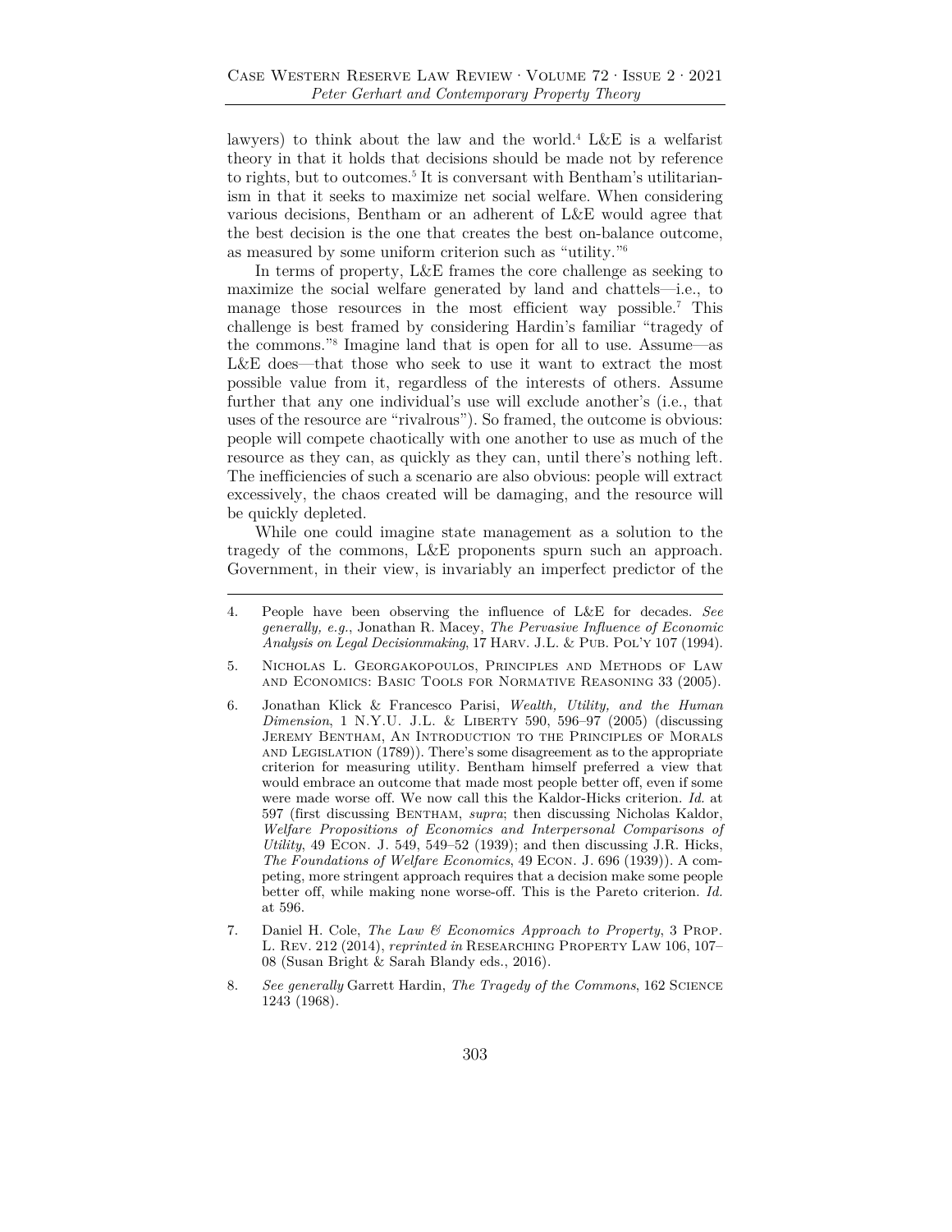lawyers) to think about the law and the world.[4] L&E is a welfarist theory in that it holds that decisions should be made not by reference to rights, but to outcomes.[5] It is conversant with Bentham's utilitarianism in that it seeks to maximize net social welfare. When considering various decisions, Bentham or an adherent of L&E would agree that the best decision is the one that creates the best on-balance outcome, as measured by some uniform criterion such as "utility."[6]

In terms of property, L&E frames the core challenge as seeking to maximize the social welfare generated by land and chattels—i.e., to manage those resources in the most efficient way possible.[7] This challenge is best framed by considering Hardin's familiar "tragedy of the commons."[8] Imagine land that is open for all to use. Assume—as L&E does—that those who seek to use it want to extract the most possible value from it, regardless of the interests of others. Assume further that any one individual's use will exclude another's (i.e., that uses of the resource are "rivalrous"). So framed, the outcome is obvious: people will compete chaotically with one another to use as much of the resource as they can, as quickly as they can, until there's nothing left. The inefficiencies of such a scenario are also obvious: people will extract excessively, the chaos created will be damaging, and the resource will be quickly depleted.

While one could imagine state management as a solution to the tragedy of the commons, L&E proponents spurn such an approach. Government, in their view, is invariably an imperfect predictor of the

---

4. People have been observing the influence of L&E for decades. *See generally, e.g.*, Jonathan R. Macey, *The Pervasive Influence of Economic Analysis on Legal Decisionmaking*, 17 Harv. J.L. & Pub. Pol'y 107 (1994).

5. Nicholas L. Georgakopoulos, Principles and Methods of Law and Economics: Basic Tools for Normative Reasoning 33 (2005).

6. Jonathan Klick & Francesco Parisi, *Wealth, Utility, and the Human Dimension*, 1 N.Y.U. J.L. & Liberty 590, 596–97 (2005) (discussing Jeremy Bentham, An Introduction to the Principles of Morals and Legislation (1789)). There's some disagreement as to the appropriate criterion for measuring utility. Bentham himself preferred a view that would embrace an outcome that made most people better off, even if some were made worse off. We now call this the Kaldor-Hicks criterion. *Id.* at 597 (first discussing Bentham, *supra*; then discussing Nicholas Kaldor, *Welfare Propositions of Economics and Interpersonal Comparisons of Utility*, 49 Econ. J. 549, 549–52 (1939); and then discussing J.R. Hicks, *The Foundations of Welfare Economics*, 49 Econ. J. 696 (1939)). A competing, more stringent approach requires that a decision make some people better off, while making none worse-off. This is the Pareto criterion. *Id.* at 596.

7. Daniel H. Cole, *The Law & Economics Approach to Property*, 3 Prop. L. Rev. 212 (2014), *reprinted in* Researching Property Law 106, 107–08 (Susan Bright & Sarah Blandy eds., 2016).

8. *See generally* Garrett Hardin, *The Tragedy of the Commons*, 162 Science 1243 (1968).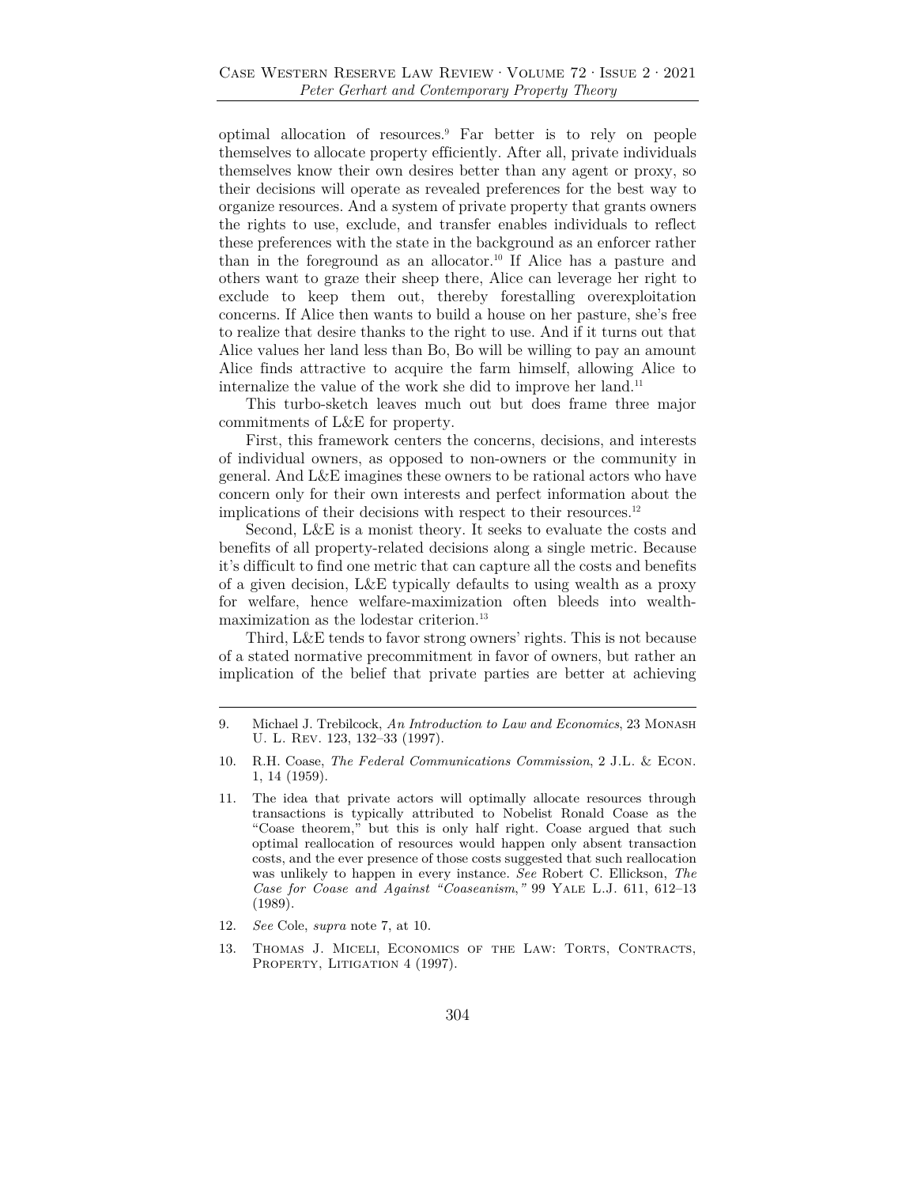optimal allocation of resources.[9] Far better is to rely on people themselves to allocate property efficiently. After all, private individuals themselves know their own desires better than any agent or proxy, so their decisions will operate as revealed preferences for the best way to organize resources. And a system of private property that grants owners the rights to use, exclude, and transfer enables individuals to reflect these preferences with the state in the background as an enforcer rather than in the foreground as an allocator.[10] If Alice has a pasture and others want to graze their sheep there, Alice can leverage her right to exclude to keep them out, thereby forestalling overexploitation concerns. If Alice then wants to build a house on her pasture, she's free to realize that desire thanks to the right to use. And if it turns out that Alice values her land less than Bo, Bo will be willing to pay an amount Alice finds attractive to acquire the farm himself, allowing Alice to internalize the value of the work she did to improve her land.[11]

This turbo-sketch leaves much out but does frame three major commitments of L&E for property.

First, this framework centers the concerns, decisions, and interests of individual owners, as opposed to non-owners or the community in general. And L&E imagines these owners to be rational actors who have concern only for their own interests and perfect information about the implications of their decisions with respect to their resources.[12]

Second, L&E is a monist theory. It seeks to evaluate the costs and benefits of all property-related decisions along a single metric. Because it's difficult to find one metric that can capture all the costs and benefits of a given decision, L&E typically defaults to using wealth as a proxy for welfare, hence welfare-maximization often bleeds into wealth-maximization as the lodestar criterion.[13]

Third, L&E tends to favor strong owners' rights. This is not because of a stated normative precommitment in favor of owners, but rather an implication of the belief that private parties are better at achieving

---

9. Michael J. Trebilcock, *An Introduction to Law and Economics*, 23 Monash U. L. Rev. 123, 132–33 (1997).

10. R.H. Coase, *The Federal Communications Commission*, 2 J.L. & Econ. 1, 14 (1959).

11. The idea that private actors will optimally allocate resources through transactions is typically attributed to Nobelist Ronald Coase as the "Coase theorem," but this is only half right. Coase argued that such optimal reallocation of resources would happen only absent transaction costs, and the ever presence of those costs suggested that such reallocation was unlikely to happen in every instance. *See* Robert C. Ellickson, *The Case for Coase and Against "Coaseanism*,*"* 99 Yale L.J. 611, 612–13 (1989).

12. *See* Cole, *supra* note 7, at 10.

13. Thomas J. Miceli, Economics of the Law: Torts, Contracts, Property, Litigation 4 (1997).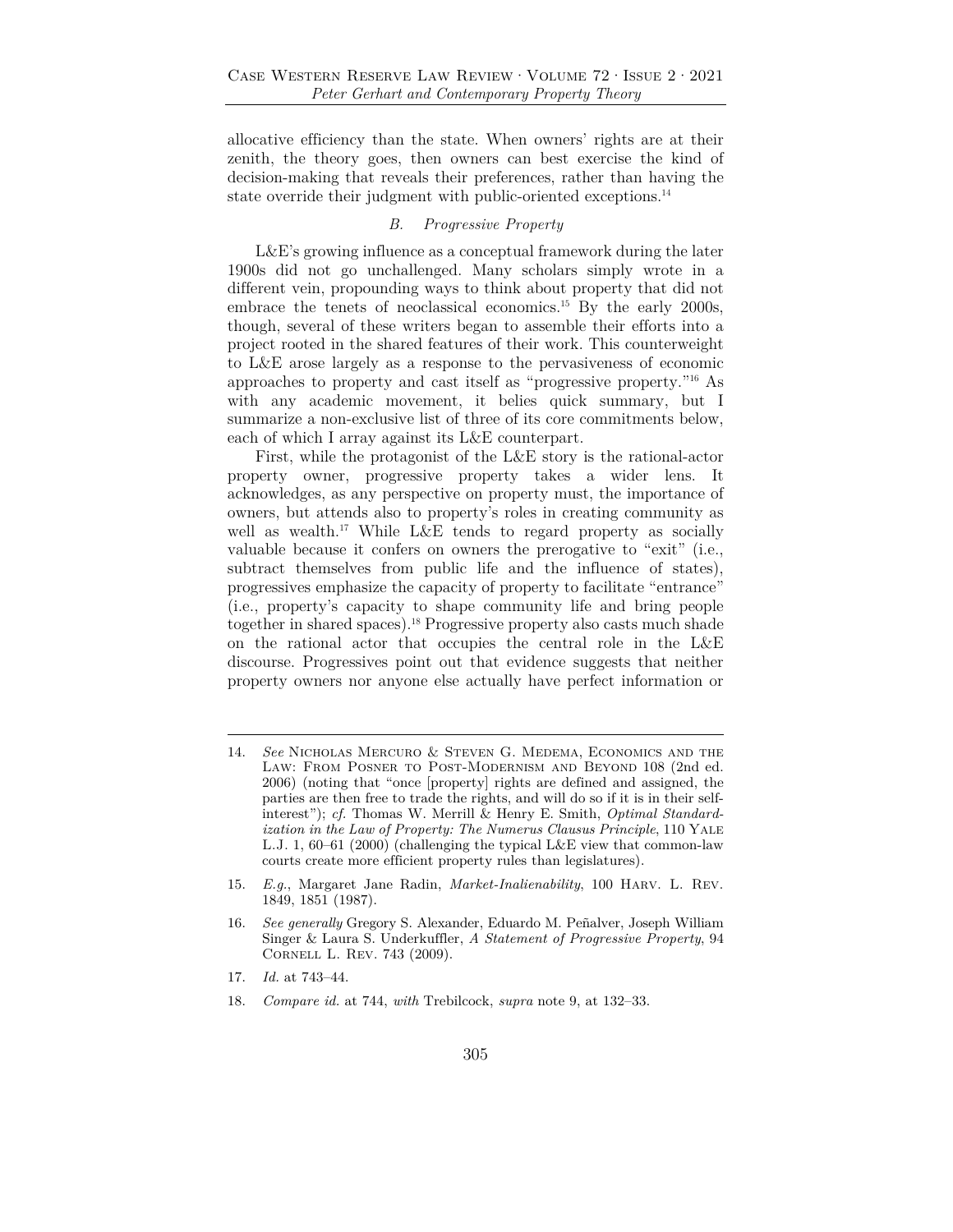allocative efficiency than the state. When owners' rights are at their zenith, the theory goes, then owners can best exercise the kind of decision-making that reveals their preferences, rather than having the state override their judgment with public-oriented exceptions.[14]

### *B. Progressive Property*

L&E's growing influence as a conceptual framework during the later 1900s did not go unchallenged. Many scholars simply wrote in a different vein, propounding ways to think about property that did not embrace the tenets of neoclassical economics.[15] By the early 2000s, though, several of these writers began to assemble their efforts into a project rooted in the shared features of their work. This counterweight to L&E arose largely as a response to the pervasiveness of economic approaches to property and cast itself as "progressive property."[16] As with any academic movement, it belies quick summary, but I summarize a non-exclusive list of three of its core commitments below, each of which I array against its L&E counterpart.

First, while the protagonist of the L&E story is the rational-actor property owner, progressive property takes a wider lens. It acknowledges, as any perspective on property must, the importance of owners, but attends also to property's roles in creating community as well as wealth.[17] While L&E tends to regard property as socially valuable because it confers on owners the prerogative to "exit" (i.e., subtract themselves from public life and the influence of states), progressives emphasize the capacity of property to facilitate "entrance" (i.e., property's capacity to shape community life and bring people together in shared spaces).[18] Progressive property also casts much shade on the rational actor that occupies the central role in the L&E discourse. Progressives point out that evidence suggests that neither property owners nor anyone else actually have perfect information or

---

14. *See* Nicholas Mercuro & Steven G. Medema, Economics and the Law: From Posner to Post-Modernism and Beyond 108 (2nd ed. 2006) (noting that "once [property] rights are defined and assigned, the parties are then free to trade the rights, and will do so if it is in their self-interest"); *cf.* Thomas W. Merrill & Henry E. Smith, *Optimal Standardization in the Law of Property: The Numerus Clausus Principle*, 110 Yale L.J. 1, 60–61 (2000) (challenging the typical L&E view that common-law courts create more efficient property rules than legislatures).

15. *E.g.*, Margaret Jane Radin, *Market-Inalienability*, 100 Harv. L. Rev. 1849, 1851 (1987).

16. *See generally* Gregory S. Alexander, Eduardo M. Peñalver, Joseph William Singer & Laura S. Underkuffler, *A Statement of Progressive Property*, 94 Cornell L. Rev. 743 (2009).

17. *Id.* at 743–44.

18. *Compare id.* at 744, *with* Trebilcock, *supra* note 9, at 132–33.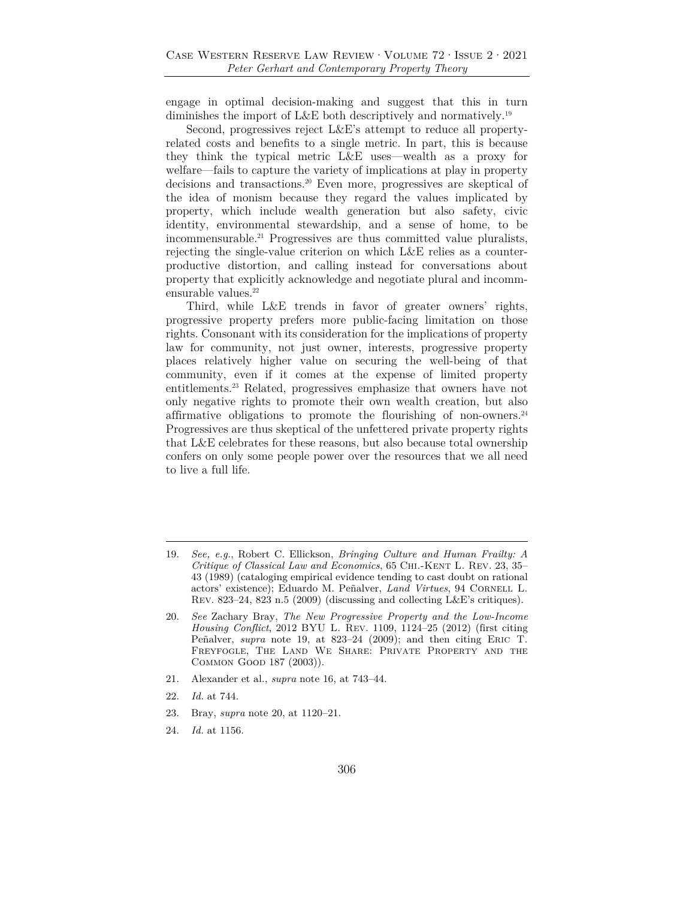engage in optimal decision-making and suggest that this in turn diminishes the import of L&E both descriptively and normatively.[19]

Second, progressives reject L&E's attempt to reduce all property-related costs and benefits to a single metric. In part, this is because they think the typical metric L&E uses—wealth as a proxy for welfare—fails to capture the variety of implications at play in property decisions and transactions.[20] Even more, progressives are skeptical of the idea of monism because they regard the values implicated by property, which include wealth generation but also safety, civic identity, environmental stewardship, and a sense of home, to be incommensurable.[21] Progressives are thus committed value pluralists, rejecting the single-value criterion on which L&E relies as a counter-productive distortion, and calling instead for conversations about property that explicitly acknowledge and negotiate plural and incommensurable values.[22]

Third, while L&E trends in favor of greater owners' rights, progressive property prefers more public-facing limitation on those rights. Consonant with its consideration for the implications of property law for community, not just owner, interests, progressive property places relatively higher value on securing the well-being of that community, even if it comes at the expense of limited property entitlements.[23] Related, progressives emphasize that owners have not only negative rights to promote their own wealth creation, but also affirmative obligations to promote the flourishing of non-owners.[24] Progressives are thus skeptical of the unfettered private property rights that L&E celebrates for these reasons, but also because total ownership confers on only some people power over the resources that we all need to live a full life.

---

19. *See, e.g.*, Robert C. Ellickson, *Bringing Culture and Human Frailty: A Critique of Classical Law and Economics*, 65 Chi.-Kent L. Rev. 23, 35–43 (1989) (cataloging empirical evidence tending to cast doubt on rational actors' existence); Eduardo M. Peñalver, *Land Virtues*, 94 Cornell L. Rev. 823–24, 823 n.5 (2009) (discussing and collecting L&E's critiques).

20. *See* Zachary Bray, *The New Progressive Property and the Low-Income Housing Conflict*, 2012 BYU L. Rev. 1109, 1124–25 (2012) (first citing Peñalver, *supra* note 19, at 823–24 (2009); and then citing Eric T. Freyfogle, The Land We Share: Private Property and the Common Good 187 (2003)).

21. Alexander et al., *supra* note 16, at 743–44.

22. *Id.* at 744.

23. Bray, *supra* note 20, at 1120–21.

24. *Id.* at 1156.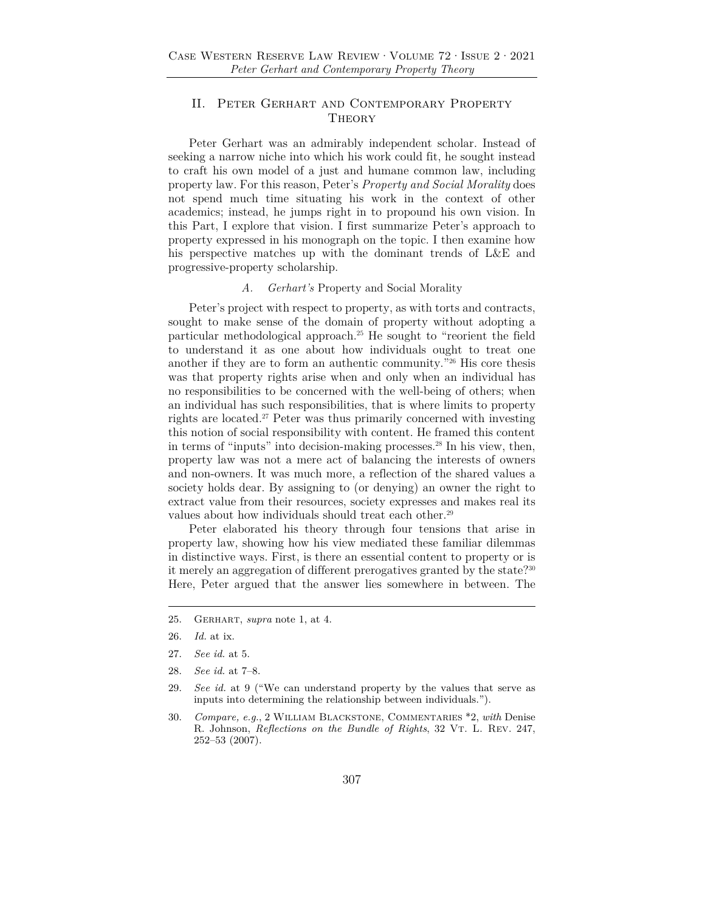## II. Peter Gerhart and Contemporary Property Theory

Peter Gerhart was an admirably independent scholar. Instead of seeking a narrow niche into which his work could fit, he sought instead to craft his own model of a just and humane common law, including property law. For this reason, Peter's *Property and Social Morality* does not spend much time situating his work in the context of other academics; instead, he jumps right in to propound his own vision. In this Part, I explore that vision. I first summarize Peter's approach to property expressed in his monograph on the topic. I then examine how his perspective matches up with the dominant trends of L&E and progressive-property scholarship.

### A. *Gerhart's* Property and Social Morality

Peter's project with respect to property, as with torts and contracts, sought to make sense of the domain of property without adopting a particular methodological approach.[25] He sought to "reorient the field to understand it as one about how individuals ought to treat one another if they are to form an authentic community."[26] His core thesis was that property rights arise when and only when an individual has no responsibilities to be concerned with the well-being of others; when an individual has such responsibilities, that is where limits to property rights are located.[27] Peter was thus primarily concerned with investing this notion of social responsibility with content. He framed this content in terms of "inputs" into decision-making processes.[28] In his view, then, property law was not a mere act of balancing the interests of owners and non-owners. It was much more, a reflection of the shared values a society holds dear. By assigning to (or denying) an owner the right to extract value from their resources, society expresses and makes real its values about how individuals should treat each other.[29]

Peter elaborated his theory through four tensions that arise in property law, showing how his view mediated these familiar dilemmas in distinctive ways. First, is there an essential content to property or is it merely an aggregation of different prerogatives granted by the state?[30] Here, Peter argued that the answer lies somewhere in between. The

---

25. Gerhart, *supra* note 1, at 4.

26. *Id.* at ix.

27. *See id.* at 5.

28. *See id.* at 7–8.

29. *See id.* at 9 ("We can understand property by the values that serve as inputs into determining the relationship between individuals.").

30. *Compare, e.g.*, 2 William Blackstone, Commentaries \*2, *with* Denise R. Johnson, *Reflections on the Bundle of Rights*, 32 Vt. L. Rev. 247, 252–53 (2007).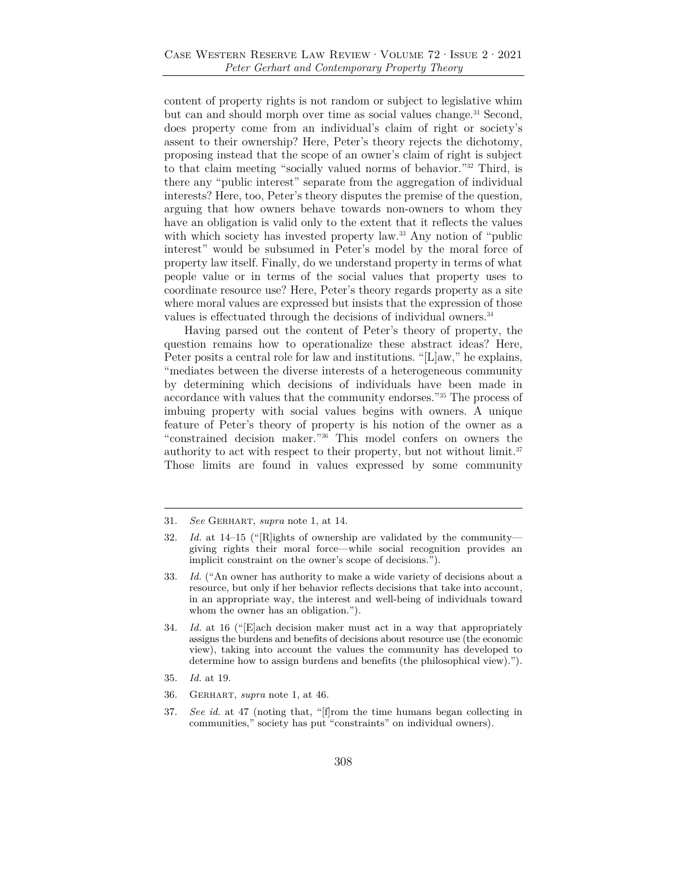content of property rights is not random or subject to legislative whim but can and should morph over time as social values change.[31] Second, does property come from an individual's claim of right or society's assent to their ownership? Here, Peter's theory rejects the dichotomy, proposing instead that the scope of an owner's claim of right is subject to that claim meeting "socially valued norms of behavior."[32] Third, is there any "public interest" separate from the aggregation of individual interests? Here, too, Peter's theory disputes the premise of the question, arguing that how owners behave towards non-owners to whom they have an obligation is valid only to the extent that it reflects the values with which society has invested property law.[33] Any notion of "public interest" would be subsumed in Peter's model by the moral force of property law itself. Finally, do we understand property in terms of what people value or in terms of the social values that property uses to coordinate resource use? Here, Peter's theory regards property as a site where moral values are expressed but insists that the expression of those values is effectuated through the decisions of individual owners.[34]

Having parsed out the content of Peter's theory of property, the question remains how to operationalize these abstract ideas? Here, Peter posits a central role for law and institutions. "[L]aw," he explains, "mediates between the diverse interests of a heterogeneous community by determining which decisions of individuals have been made in accordance with values that the community endorses."[35] The process of imbuing property with social values begins with owners. A unique feature of Peter's theory of property is his notion of the owner as a "constrained decision maker."[36] This model confers on owners the authority to act with respect to their property, but not without limit.[37] Those limits are found in values expressed by some community

---

31. *See* Gerhart, *supra* note 1, at 14.

32. *Id.* at 14–15 ("[R]ights of ownership are validated by the community—giving rights their moral force—while social recognition provides an implicit constraint on the owner's scope of decisions.").

33. *Id.* ("An owner has authority to make a wide variety of decisions about a resource, but only if her behavior reflects decisions that take into account, in an appropriate way, the interest and well-being of individuals toward whom the owner has an obligation.").

34. *Id.* at 16 ("[E]ach decision maker must act in a way that appropriately assigns the burdens and benefits of decisions about resource use (the economic view), taking into account the values the community has developed to determine how to assign burdens and benefits (the philosophical view).").

35. *Id.* at 19.

36. Gerhart, *supra* note 1, at 46.

37. *See id.* at 47 (noting that, "[f]rom the time humans began collecting in communities," society has put "constraints" on individual owners).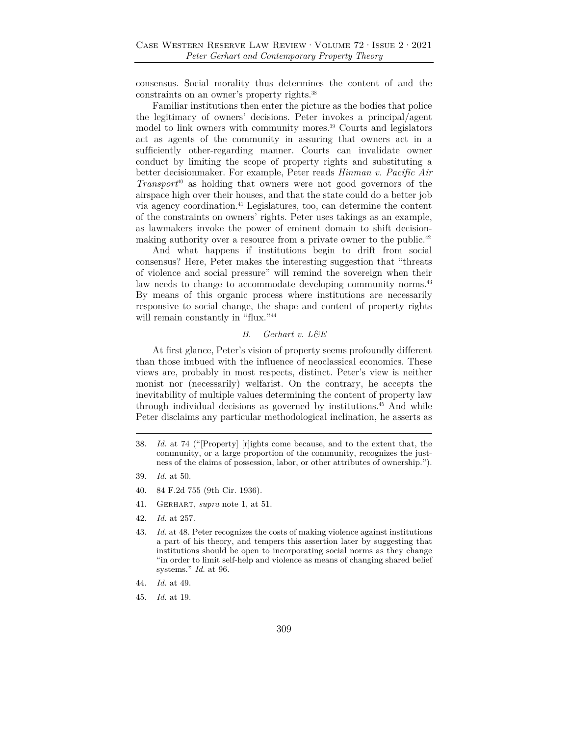consensus. Social morality thus determines the content of and the constraints on an owner's property rights.[38]

Familiar institutions then enter the picture as the bodies that police the legitimacy of owners' decisions. Peter invokes a principal/agent model to link owners with community mores.[39] Courts and legislators act as agents of the community in assuring that owners act in a sufficiently other-regarding manner. Courts can invalidate owner conduct by limiting the scope of property rights and substituting a better decisionmaker. For example, Peter reads *Hinman v. Pacific Air Transport*[40] as holding that owners were not good governors of the airspace high over their houses, and that the state could do a better job via agency coordination.[41] Legislatures, too, can determine the content of the constraints on owners' rights. Peter uses takings as an example, as lawmakers invoke the power of eminent domain to shift decision-making authority over a resource from a private owner to the public.[42]

And what happens if institutions begin to drift from social consensus? Here, Peter makes the interesting suggestion that "threats of violence and social pressure" will remind the sovereign when their law needs to change to accommodate developing community norms.[43] By means of this organic process where institutions are necessarily responsive to social change, the shape and content of property rights will remain constantly in "flux."[44]

### *B. Gerhart v. L&E*

At first glance, Peter's vision of property seems profoundly different than those imbued with the influence of neoclassical economics. These views are, probably in most respects, distinct. Peter's view is neither monist nor (necessarily) welfarist. On the contrary, he accepts the inevitability of multiple values determining the content of property law through individual decisions as governed by institutions.[45] And while Peter disclaims any particular methodological inclination, he asserts as

---

38. *Id.* at 74 ("[Property] [r]ights come because, and to the extent that, the community, or a large proportion of the community, recognizes the justness of the claims of possession, labor, or other attributes of ownership.").

39. *Id.* at 50.

40. 84 F.2d 755 (9th Cir. 1936).

41. Gerhart, *supra* note 1, at 51.

42. *Id.* at 257.

43. *Id.* at 48. Peter recognizes the costs of making violence against institutions a part of his theory, and tempers this assertion later by suggesting that institutions should be open to incorporating social norms as they change "in order to limit self-help and violence as means of changing shared belief systems." *Id.* at 96.

44. *Id.* at 49.

45. *Id.* at 19.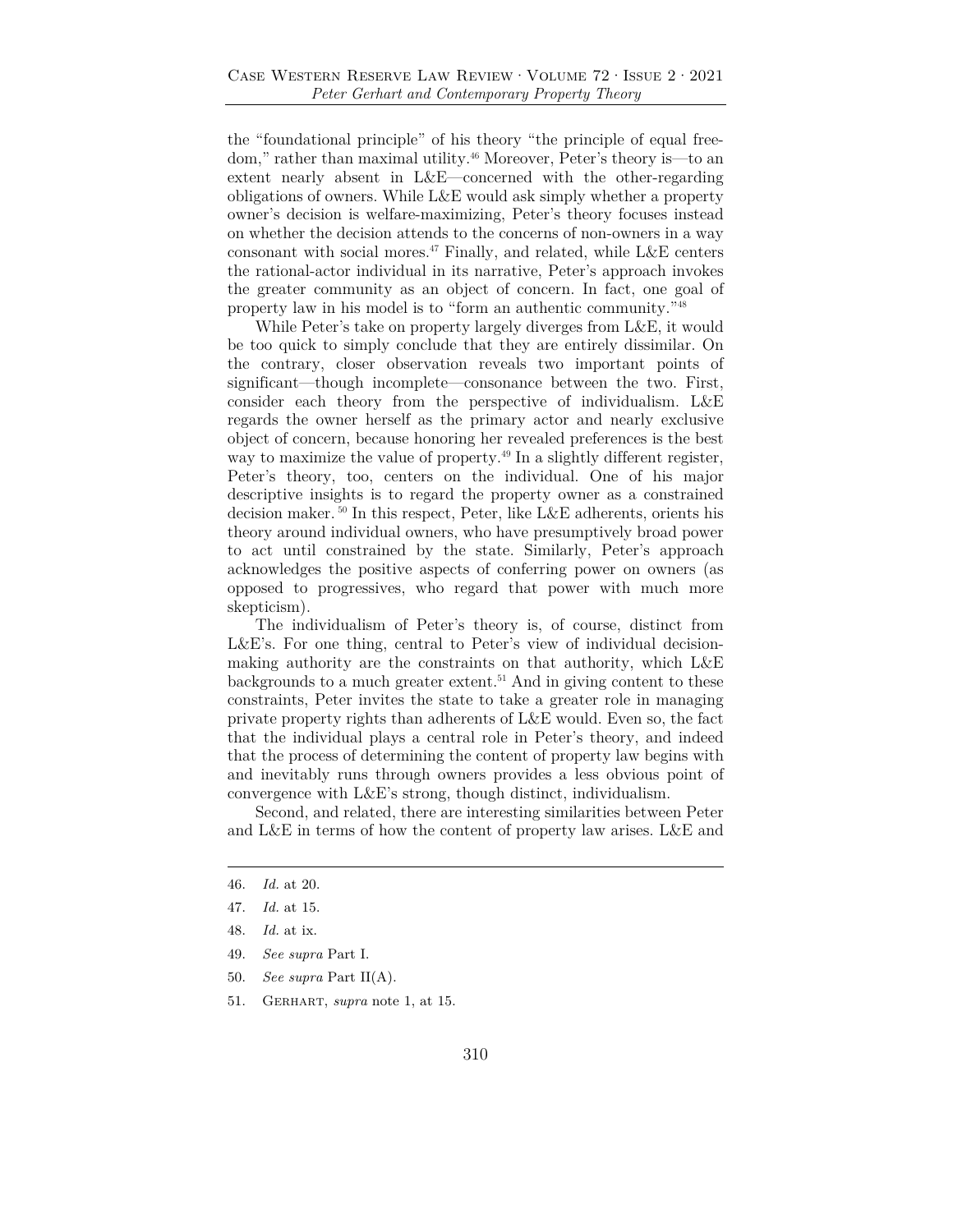the "foundational principle" of his theory "the principle of equal freedom," rather than maximal utility.[46] Moreover, Peter's theory is—to an extent nearly absent in L&E—concerned with the other-regarding obligations of owners. While L&E would ask simply whether a property owner's decision is welfare-maximizing, Peter's theory focuses instead on whether the decision attends to the concerns of non-owners in a way consonant with social mores.[47] Finally, and related, while L&E centers the rational-actor individual in its narrative, Peter's approach invokes the greater community as an object of concern. In fact, one goal of property law in his model is to "form an authentic community."[48]

While Peter's take on property largely diverges from L&E, it would be too quick to simply conclude that they are entirely dissimilar. On the contrary, closer observation reveals two important points of significant—though incomplete—consonance between the two. First, consider each theory from the perspective of individualism. L&E regards the owner herself as the primary actor and nearly exclusive object of concern, because honoring her revealed preferences is the best way to maximize the value of property.[49] In a slightly different register, Peter's theory, too, centers on the individual. One of his major descriptive insights is to regard the property owner as a constrained decision maker.[50] In this respect, Peter, like L&E adherents, orients his theory around individual owners, who have presumptively broad power to act until constrained by the state. Similarly, Peter's approach acknowledges the positive aspects of conferring power on owners (as opposed to progressives, who regard that power with much more skepticism).

The individualism of Peter's theory is, of course, distinct from L&E's. For one thing, central to Peter's view of individual decision-making authority are the constraints on that authority, which L&E backgrounds to a much greater extent.[51] And in giving content to these constraints, Peter invites the state to take a greater role in managing private property rights than adherents of L&E would. Even so, the fact that the individual plays a central role in Peter's theory, and indeed that the process of determining the content of property law begins with and inevitably runs through owners provides a less obvious point of convergence with L&E's strong, though distinct, individualism.

Second, and related, there are interesting similarities between Peter and L&E in terms of how the content of property law arises. L&E and

---

46. *Id.* at 20.

47. *Id.* at 15.

48. *Id.* at ix.

49. *See supra* Part I.

50. *See supra* Part II(A).

51. Gerhart, *supra* note 1, at 15.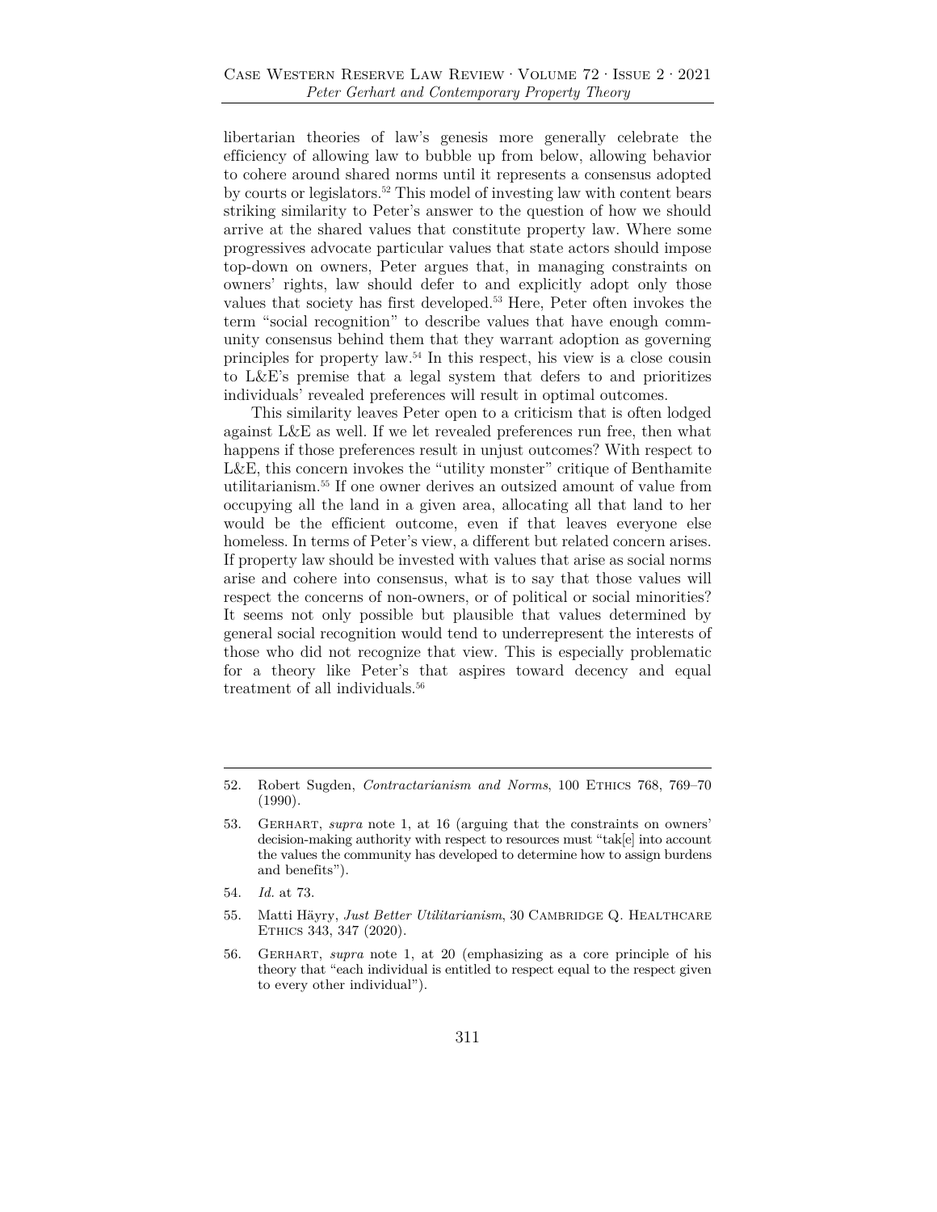libertarian theories of law's genesis more generally celebrate the efficiency of allowing law to bubble up from below, allowing behavior to cohere around shared norms until it represents a consensus adopted by courts or legislators.[52] This model of investing law with content bears striking similarity to Peter's answer to the question of how we should arrive at the shared values that constitute property law. Where some progressives advocate particular values that state actors should impose top-down on owners, Peter argues that, in managing constraints on owners' rights, law should defer to and explicitly adopt only those values that society has first developed.[53] Here, Peter often invokes the term "social recognition" to describe values that have enough community consensus behind them that they warrant adoption as governing principles for property law.[54] In this respect, his view is a close cousin to L&E's premise that a legal system that defers to and prioritizes individuals' revealed preferences will result in optimal outcomes.

This similarity leaves Peter open to a criticism that is often lodged against L&E as well. If we let revealed preferences run free, then what happens if those preferences result in unjust outcomes? With respect to L&E, this concern invokes the "utility monster" critique of Benthamite utilitarianism.[55] If one owner derives an outsized amount of value from occupying all the land in a given area, allocating all that land to her would be the efficient outcome, even if that leaves everyone else homeless. In terms of Peter's view, a different but related concern arises. If property law should be invested with values that arise as social norms arise and cohere into consensus, what is to say that those values will respect the concerns of non-owners, or of political or social minorities? It seems not only possible but plausible that values determined by general social recognition would tend to underrepresent the interests of those who did not recognize that view. This is especially problematic for a theory like Peter's that aspires toward decency and equal treatment of all individuals.[56]

---

52. Robert Sugden, *Contractarianism and Norms*, 100 Ethics 768, 769–70 (1990).

53. Gerhart, *supra* note 1, at 16 (arguing that the constraints on owners' decision-making authority with respect to resources must "tak[e] into account the values the community has developed to determine how to assign burdens and benefits").

54. *Id.* at 73.

55. Matti Häyry, *Just Better Utilitarianism*, 30 Cambridge Q. Healthcare Ethics 343, 347 (2020).

56. Gerhart, *supra* note 1, at 20 (emphasizing as a core principle of his theory that "each individual is entitled to respect equal to the respect given to every other individual").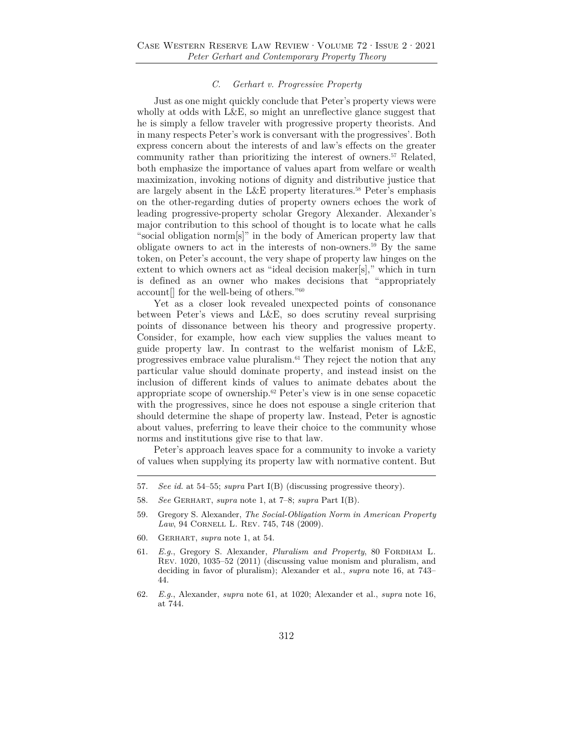### *C. Gerhart v. Progressive Property*

Just as one might quickly conclude that Peter's property views were wholly at odds with L&E, so might an unreflective glance suggest that he is simply a fellow traveler with progressive property theorists. And in many respects Peter's work is conversant with the progressives'. Both express concern about the interests of and law's effects on the greater community rather than prioritizing the interest of owners.[57] Related, both emphasize the importance of values apart from welfare or wealth maximization, invoking notions of dignity and distributive justice that are largely absent in the L&E property literatures.[58] Peter's emphasis on the other-regarding duties of property owners echoes the work of leading progressive-property scholar Gregory Alexander. Alexander's major contribution to this school of thought is to locate what he calls "social obligation norm[s]" in the body of American property law that obligate owners to act in the interests of non-owners.[59] By the same token, on Peter's account, the very shape of property law hinges on the extent to which owners act as "ideal decision maker[s]," which in turn is defined as an owner who makes decisions that "appropriately account[] for the well-being of others."[60]

Yet as a closer look revealed unexpected points of consonance between Peter's views and L&E, so does scrutiny reveal surprising points of dissonance between his theory and progressive property. Consider, for example, how each view supplies the values meant to guide property law. In contrast to the welfarist monism of L&E, progressives embrace value pluralism.[61] They reject the notion that any particular value should dominate property, and instead insist on the inclusion of different kinds of values to animate debates about the appropriate scope of ownership.[62] Peter's view is in one sense copacetic with the progressives, since he does not espouse a single criterion that should determine the shape of property law. Instead, Peter is agnostic about values, preferring to leave their choice to the community whose norms and institutions give rise to that law.

Peter's approach leaves space for a community to invoke a variety of values when supplying its property law with normative content. But

---

57. *See id.* at 54–55; *supra* Part I(B) (discussing progressive theory).

58. *See* Gerhart, *supra* note 1, at 7–8; *supra* Part I(B).

59. Gregory S. Alexander, *The Social-Obligation Norm in American Property Law*, 94 Cornell L. Rev. 745, 748 (2009).

60. Gerhart, *supra* note 1, at 54.

61. *E.g.*, Gregory S. Alexander, *Pluralism and Property*, 80 Fordham L. Rev. 1020, 1035–52 (2011) (discussing value monism and pluralism, and deciding in favor of pluralism); Alexander et al., *supra* note 16, at 743–44.

62. *E.g.*, Alexander, *supra* note 61, at 1020; Alexander et al., *supra* note 16, at 744.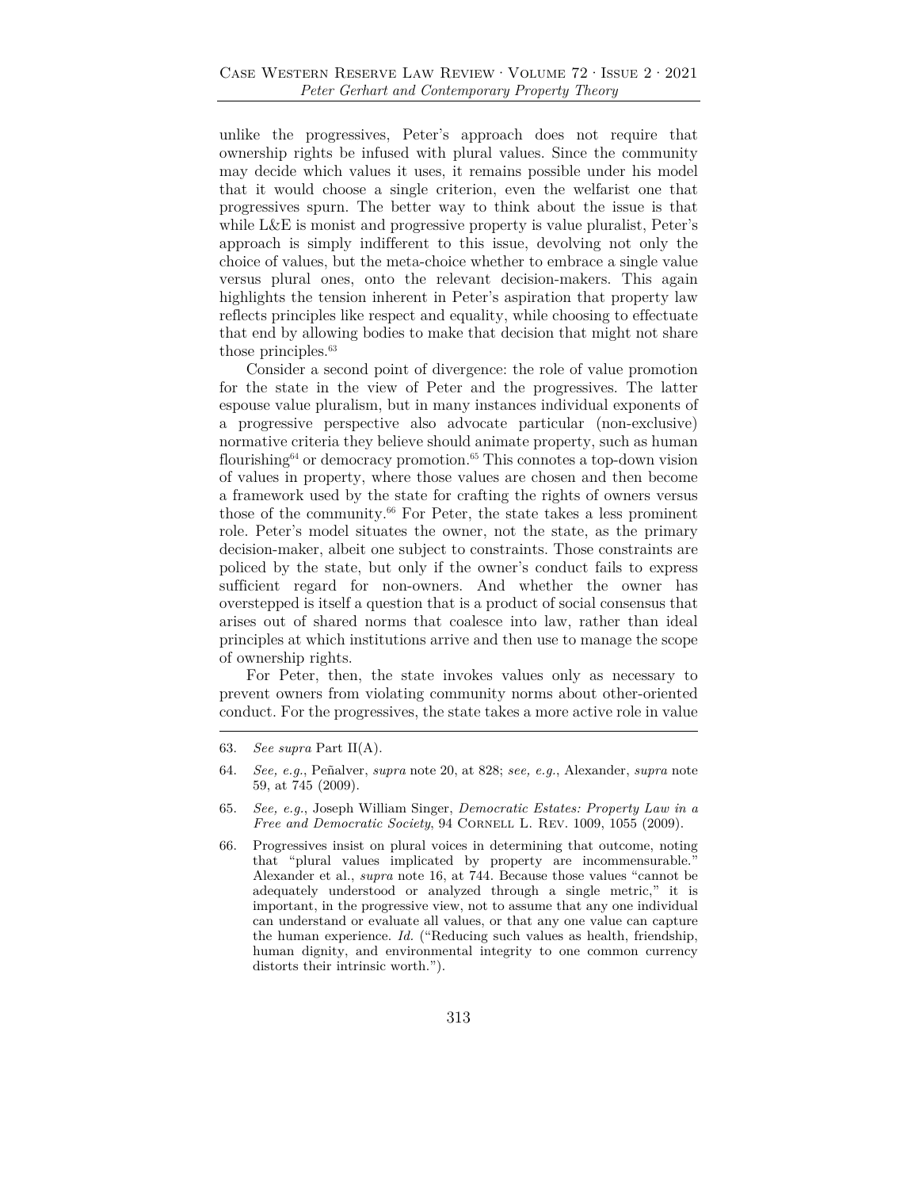unlike the progressives, Peter's approach does not require that ownership rights be infused with plural values. Since the community may decide which values it uses, it remains possible under his model that it would choose a single criterion, even the welfarist one that progressives spurn. The better way to think about the issue is that while L&E is monist and progressive property is value pluralist, Peter's approach is simply indifferent to this issue, devolving not only the choice of values, but the meta-choice whether to embrace a single value versus plural ones, onto the relevant decision-makers. This again highlights the tension inherent in Peter's aspiration that property law reflects principles like respect and equality, while choosing to effectuate that end by allowing bodies to make that decision that might not share those principles.[63]

Consider a second point of divergence: the role of value promotion for the state in the view of Peter and the progressives. The latter espouse value pluralism, but in many instances individual exponents of a progressive perspective also advocate particular (non-exclusive) normative criteria they believe should animate property, such as human flourishing[64] or democracy promotion.[65] This connotes a top-down vision of values in property, where those values are chosen and then become a framework used by the state for crafting the rights of owners versus those of the community.[66] For Peter, the state takes a less prominent role. Peter's model situates the owner, not the state, as the primary decision-maker, albeit one subject to constraints. Those constraints are policed by the state, but only if the owner's conduct fails to express sufficient regard for non-owners. And whether the owner has overstepped is itself a question that is a product of social consensus that arises out of shared norms that coalesce into law, rather than ideal principles at which institutions arrive and then use to manage the scope of ownership rights.

For Peter, then, the state invokes values only as necessary to prevent owners from violating community norms about other-oriented conduct. For the progressives, the state takes a more active role in value

---

63. *See supra* Part II(A).

64. *See, e.g.*, Peñalver, *supra* note 20, at 828; *see, e.g.*, Alexander, *supra* note 59, at 745 (2009).

65. *See, e.g.*, Joseph William Singer, *Democratic Estates: Property Law in a Free and Democratic Society*, 94 Cornell L. Rev. 1009, 1055 (2009).

66. Progressives insist on plural voices in determining that outcome, noting that "plural values implicated by property are incommensurable." Alexander et al., *supra* note 16, at 744. Because those values "cannot be adequately understood or analyzed through a single metric," it is important, in the progressive view, not to assume that any one individual can understand or evaluate all values, or that any one value can capture the human experience. *Id.* ("Reducing such values as health, friendship, human dignity, and environmental integrity to one common currency distorts their intrinsic worth.").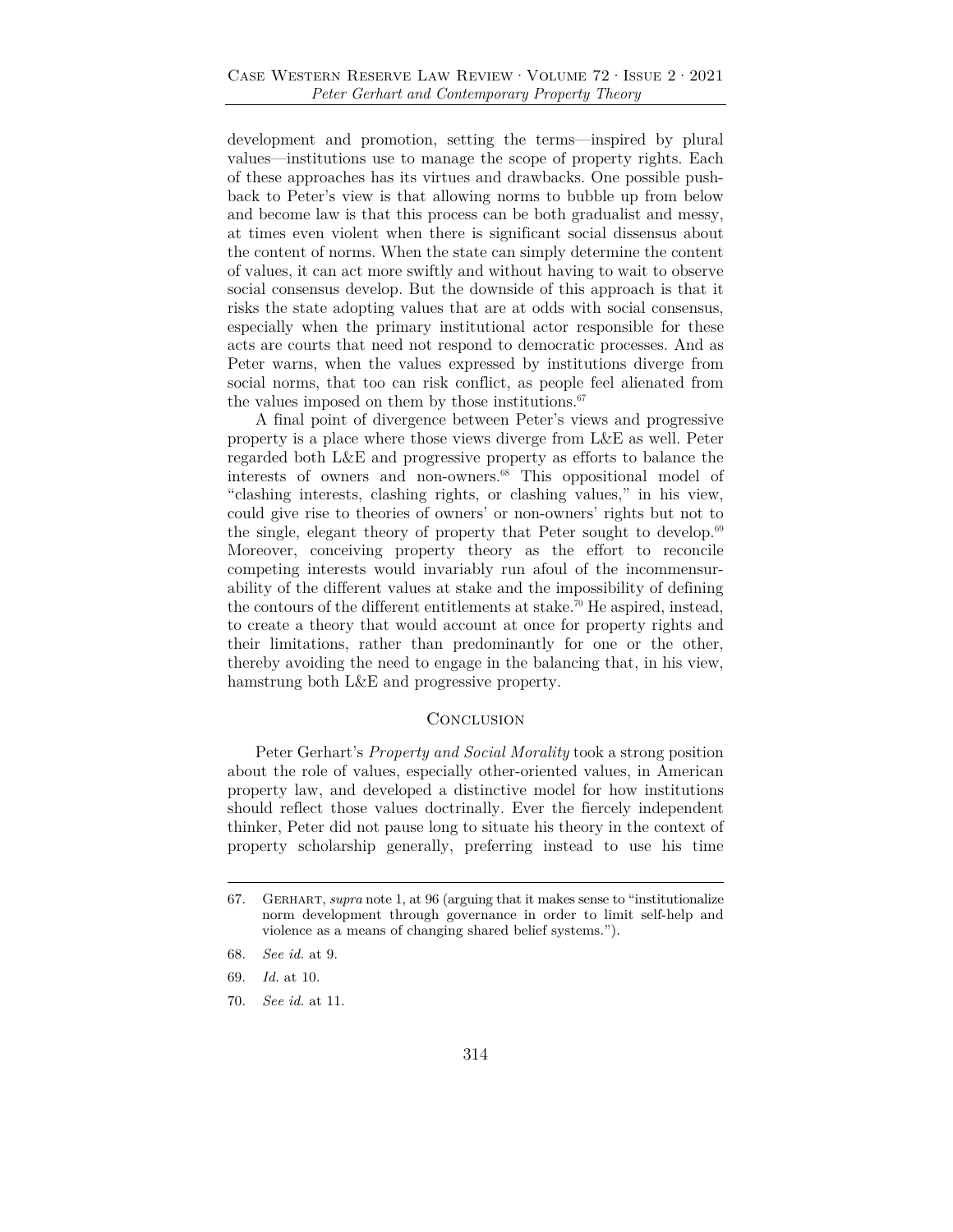development and promotion, setting the terms—inspired by plural values—institutions use to manage the scope of property rights. Each of these approaches has its virtues and drawbacks. One possible push-back to Peter's view is that allowing norms to bubble up from below and become law is that this process can be both gradualist and messy, at times even violent when there is significant social dissensus about the content of norms. When the state can simply determine the content of values, it can act more swiftly and without having to wait to observe social consensus develop. But the downside of this approach is that it risks the state adopting values that are at odds with social consensus, especially when the primary institutional actor responsible for these acts are courts that need not respond to democratic processes. And as Peter warns, when the values expressed by institutions diverge from social norms, that too can risk conflict, as people feel alienated from the values imposed on them by those institutions.[67]

A final point of divergence between Peter's views and progressive property is a place where those views diverge from L&E as well. Peter regarded both L&E and progressive property as efforts to balance the interests of owners and non-owners.[68] This oppositional model of "clashing interests, clashing rights, or clashing values," in his view, could give rise to theories of owners' or non-owners' rights but not to the single, elegant theory of property that Peter sought to develop.[69] Moreover, conceiving property theory as the effort to reconcile competing interests would invariably run afoul of the incommensurability of the different values at stake and the impossibility of defining the contours of the different entitlements at stake.[70] He aspired, instead, to create a theory that would account at once for property rights and their limitations, rather than predominantly for one or the other, thereby avoiding the need to engage in the balancing that, in his view, hamstrung both L&E and progressive property.

## Conclusion

Peter Gerhart's *Property and Social Morality* took a strong position about the role of values, especially other-oriented values, in American property law, and developed a distinctive model for how institutions should reflect those values doctrinally. Ever the fiercely independent thinker, Peter did not pause long to situate his theory in the context of property scholarship generally, preferring instead to use his time

---

67. Gerhart, *supra* note 1, at 96 (arguing that it makes sense to "institutionalize norm development through governance in order to limit self-help and violence as a means of changing shared belief systems.").

68. *See id.* at 9.

69. *Id.* at 10.

70. *See id.* at 11.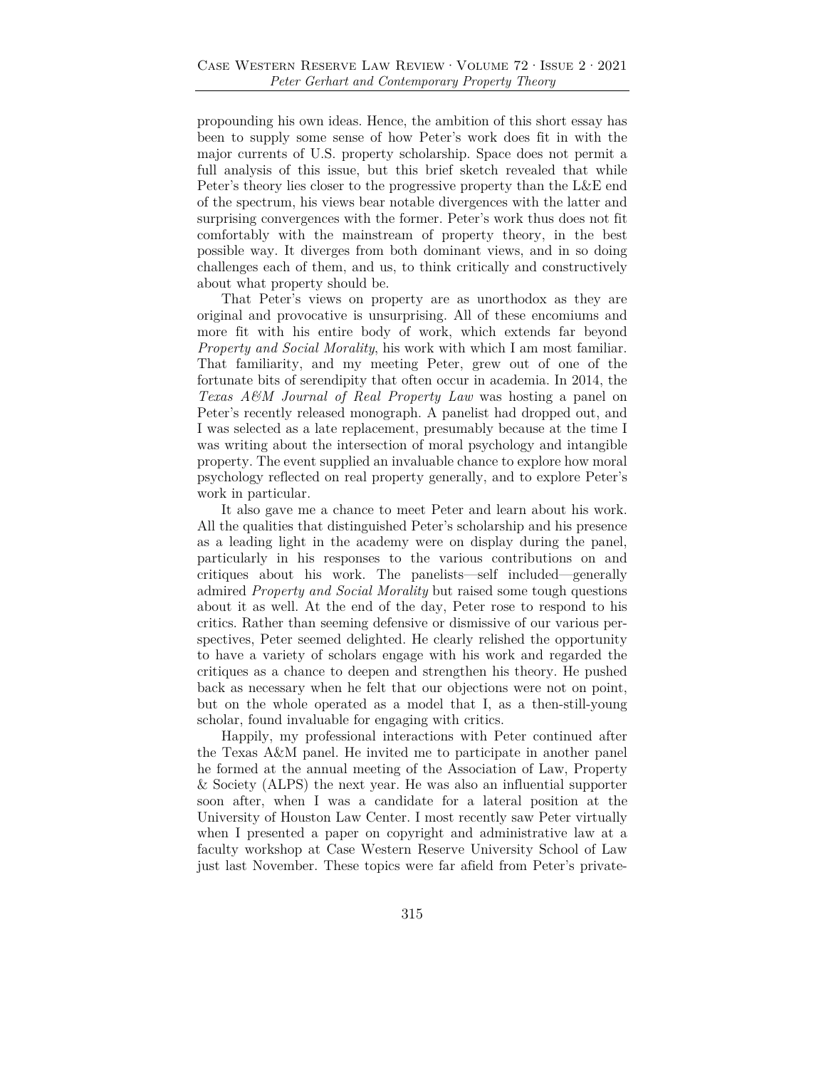propounding his own ideas. Hence, the ambition of this short essay has been to supply some sense of how Peter's work does fit in with the major currents of U.S. property scholarship. Space does not permit a full analysis of this issue, but this brief sketch revealed that while Peter's theory lies closer to the progressive property than the L&E end of the spectrum, his views bear notable divergences with the latter and surprising convergences with the former. Peter's work thus does not fit comfortably with the mainstream of property theory, in the best possible way. It diverges from both dominant views, and in so doing challenges each of them, and us, to think critically and constructively about what property should be.

That Peter's views on property are as unorthodox as they are original and provocative is unsurprising. All of these encomiums and more fit with his entire body of work, which extends far beyond *Property and Social Morality*, his work with which I am most familiar. That familiarity, and my meeting Peter, grew out of one of the fortunate bits of serendipity that often occur in academia. In 2014, the *Texas A&M Journal of Real Property Law* was hosting a panel on Peter's recently released monograph. A panelist had dropped out, and I was selected as a late replacement, presumably because at the time I was writing about the intersection of moral psychology and intangible property. The event supplied an invaluable chance to explore how moral psychology reflected on real property generally, and to explore Peter's work in particular.

It also gave me a chance to meet Peter and learn about his work. All the qualities that distinguished Peter's scholarship and his presence as a leading light in the academy were on display during the panel, particularly in his responses to the various contributions on and critiques about his work. The panelists—self included—generally admired *Property and Social Morality* but raised some tough questions about it as well. At the end of the day, Peter rose to respond to his critics. Rather than seeming defensive or dismissive of our various perspectives, Peter seemed delighted. He clearly relished the opportunity to have a variety of scholars engage with his work and regarded the critiques as a chance to deepen and strengthen his theory. He pushed back as necessary when he felt that our objections were not on point, but on the whole operated as a model that I, as a then-still-young scholar, found invaluable for engaging with critics.

Happily, my professional interactions with Peter continued after the Texas A&M panel. He invited me to participate in another panel he formed at the annual meeting of the Association of Law, Property & Society (ALPS) the next year. He was also an influential supporter soon after, when I was a candidate for a lateral position at the University of Houston Law Center. I most recently saw Peter virtually when I presented a paper on copyright and administrative law at a faculty workshop at Case Western Reserve University School of Law just last November. These topics were far afield from Peter's private-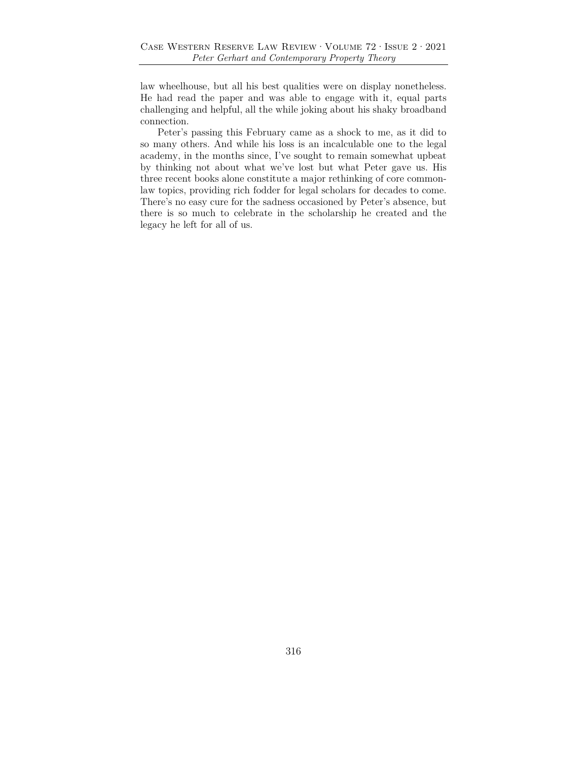law wheelhouse, but all his best qualities were on display nonetheless. He had read the paper and was able to engage with it, equal parts challenging and helpful, all the while joking about his shaky broadband connection.

Peter's passing this February came as a shock to me, as it did to so many others. And while his loss is an incalculable one to the legal academy, in the months since, I've sought to remain somewhat upbeat by thinking not about what we've lost but what Peter gave us. His three recent books alone constitute a major rethinking of core common-law topics, providing rich fodder for legal scholars for decades to come. There's no easy cure for the sadness occasioned by Peter's absence, but there is so much to celebrate in the scholarship he created and the legacy he left for all of us.